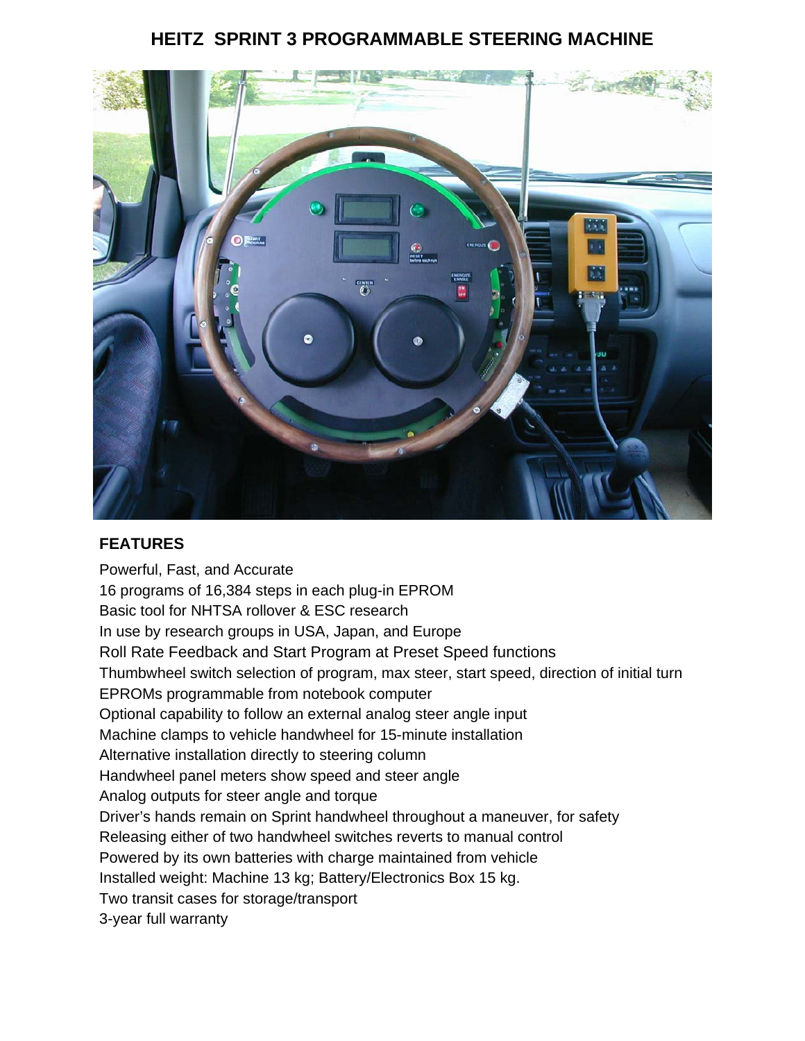# HEITZ SPRINT 3 PROGRAMMABLE STEERING MACHINE

## FEATURES

Powerful, Fast, and Accurate
16 programs of 16,384 steps in each plug-in EPROM
Basic tool for NHTSA rollover & ESC research
In use by research groups in USA, Japan, and Europe
Roll Rate Feedback and Start Program at Preset Speed functions
Thumbwheel switch selection of program, max steer, start speed, direction of initial turn
EPROMs programmable from notebook computer
Optional capability to follow an external analog steer angle input
Machine clamps to vehicle handwheel for 15-minute installation
Alternative installation directly to steering column
Handwheel panel meters show speed and steer angle
Analog outputs for steer angle and torque
Driver's hands remain on Sprint handwheel throughout a maneuver, for safety
Releasing either of two handwheel switches reverts to manual control
Powered by its own batteries with charge maintained from vehicle
Installed weight: Machine 13 kg; Battery/Electronics Box 15 kg.
Two transit cases for storage/transport
3-year full warranty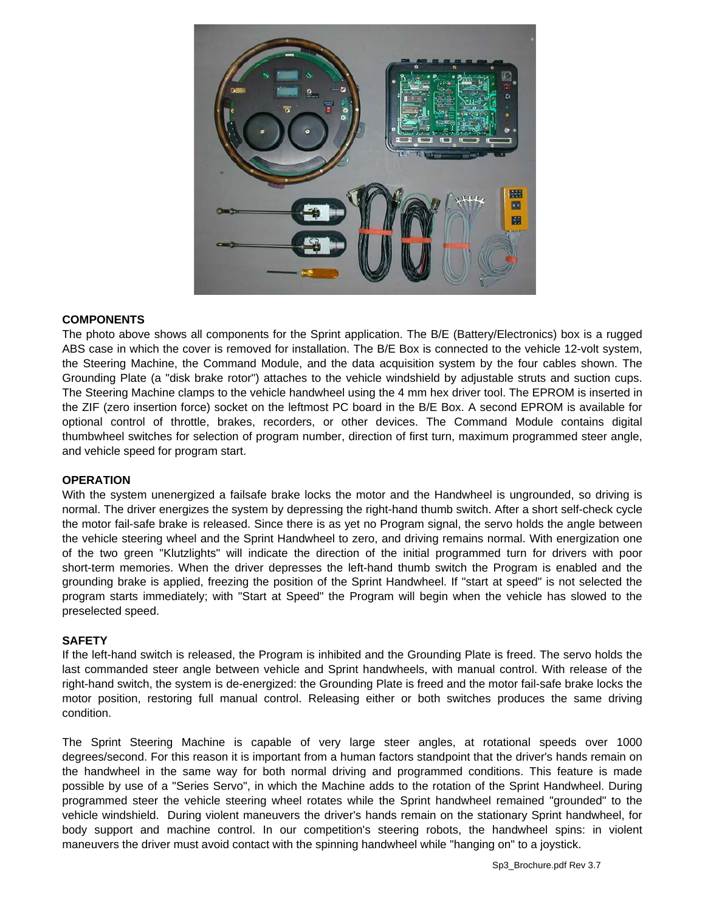## COMPONENTS

The photo above shows all components for the Sprint application. The B/E (Battery/Electronics) box is a rugged ABS case in which the cover is removed for installation. The B/E Box is connected to the vehicle 12-volt system, the Steering Machine, the Command Module, and the data acquisition system by the four cables shown. The Grounding Plate (a "disk brake rotor") attaches to the vehicle windshield by adjustable struts and suction cups. The Steering Machine clamps to the vehicle handwheel using the 4 mm hex driver tool. The EPROM is inserted in the ZIF (zero insertion force) socket on the leftmost PC board in the B/E Box. A second EPROM is available for optional control of throttle, brakes, recorders, or other devices. The Command Module contains digital thumbwheel switches for selection of program number, direction of first turn, maximum programmed steer angle, and vehicle speed for program start.

## OPERATION

With the system unenergized a failsafe brake locks the motor and the Handwheel is ungrounded, so driving is normal. The driver energizes the system by depressing the right-hand thumb switch. After a short self-check cycle the motor fail-safe brake is released. Since there is as yet no Program signal, the servo holds the angle between the vehicle steering wheel and the Sprint Handwheel to zero, and driving remains normal. With energization one of the two green "Klutzlights" will indicate the direction of the initial programmed turn for drivers with poor short-term memories. When the driver depresses the left-hand thumb switch the Program is enabled and the grounding brake is applied, freezing the position of the Sprint Handwheel. If "start at speed" is not selected the program starts immediately; with "Start at Speed" the Program will begin when the vehicle has slowed to the preselected speed.

## SAFETY

If the left-hand switch is released, the Program is inhibited and the Grounding Plate is freed. The servo holds the last commanded steer angle between vehicle and Sprint handwheels, with manual control. With release of the right-hand switch, the system is de-energized: the Grounding Plate is freed and the motor fail-safe brake locks the motor position, restoring full manual control. Releasing either or both switches produces the same driving condition.

The Sprint Steering Machine is capable of very large steer angles, at rotational speeds over 1000 degrees/second. For this reason it is important from a human factors standpoint that the driver's hands remain on the handwheel in the same way for both normal driving and programmed conditions. This feature is made possible by use of a "Series Servo", in which the Machine adds to the rotation of the Sprint Handwheel. During programmed steer the vehicle steering wheel rotates while the Sprint handwheel remained "grounded" to the vehicle windshield. During violent maneuvers the driver's hands remain on the stationary Sprint handwheel, for body support and machine control. In our competition's steering robots, the handwheel spins: in violent maneuvers the driver must avoid contact with the spinning handwheel while "hanging on" to a joystick.

Sp3_Brochure.pdf Rev 3.7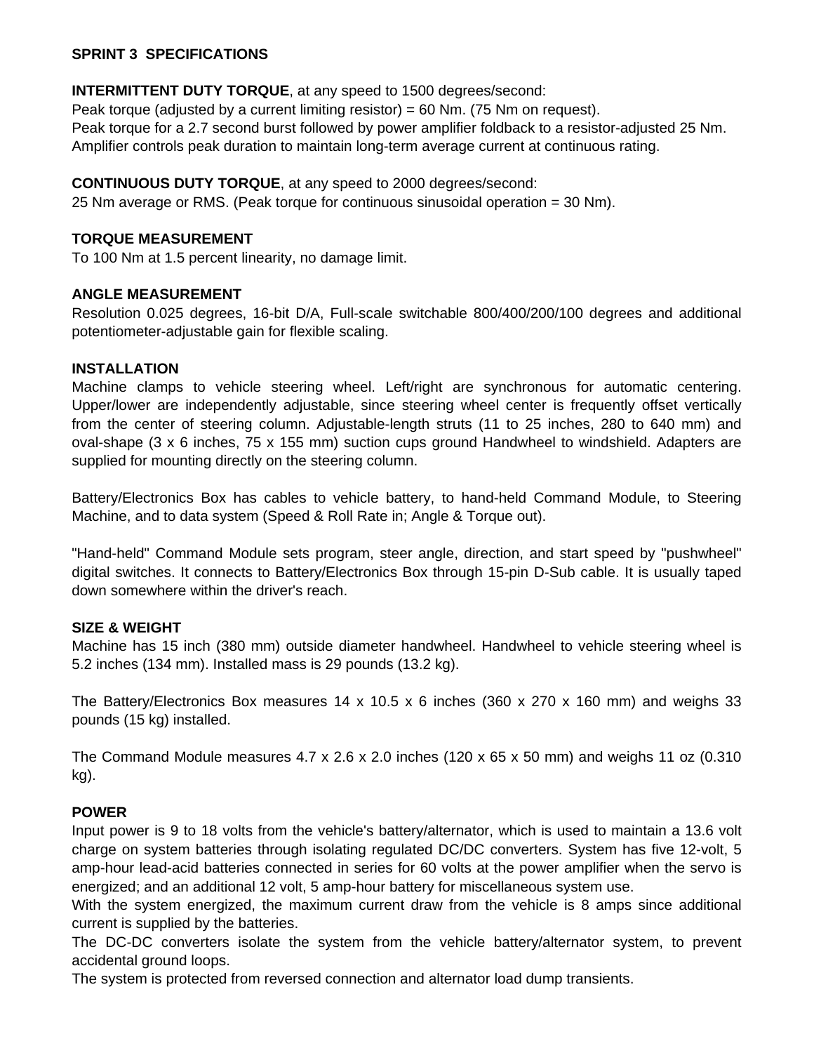## SPRINT 3 SPECIFICATIONS

**INTERMITTENT DUTY TORQUE**, at any speed to 1500 degrees/second:
Peak torque (adjusted by a current limiting resistor) = 60 Nm. (75 Nm on request).
Peak torque for a 2.7 second burst followed by power amplifier foldback to a resistor-adjusted 25 Nm.
Amplifier controls peak duration to maintain long-term average current at continuous rating.

**CONTINUOUS DUTY TORQUE**, at any speed to 2000 degrees/second:
25 Nm average or RMS. (Peak torque for continuous sinusoidal operation = 30 Nm).

**TORQUE MEASUREMENT**
To 100 Nm at 1.5 percent linearity, no damage limit.

**ANGLE MEASUREMENT**
Resolution 0.025 degrees, 16-bit D/A, Full-scale switchable 800/400/200/100 degrees and additional potentiometer-adjustable gain for flexible scaling.

**INSTALLATION**
Machine clamps to vehicle steering wheel. Left/right are synchronous for automatic centering. Upper/lower are independently adjustable, since steering wheel center is frequently offset vertically from the center of steering column. Adjustable-length struts (11 to 25 inches, 280 to 640 mm) and oval-shape (3 x 6 inches, 75 x 155 mm) suction cups ground Handwheel to windshield. Adapters are supplied for mounting directly on the steering column.

Battery/Electronics Box has cables to vehicle battery, to hand-held Command Module, to Steering Machine, and to data system (Speed & Roll Rate in; Angle & Torque out).

"Hand-held" Command Module sets program, steer angle, direction, and start speed by "pushwheel" digital switches. It connects to Battery/Electronics Box through 15-pin D-Sub cable. It is usually taped down somewhere within the driver's reach.

**SIZE & WEIGHT**
Machine has 15 inch (380 mm) outside diameter handwheel. Handwheel to vehicle steering wheel is 5.2 inches (134 mm). Installed mass is 29 pounds (13.2 kg).

The Battery/Electronics Box measures 14 x 10.5 x 6 inches (360 x 270 x 160 mm) and weighs 33 pounds (15 kg) installed.

The Command Module measures 4.7 x 2.6 x 2.0 inches (120 x 65 x 50 mm) and weighs 11 oz (0.310 kg).

**POWER**
Input power is 9 to 18 volts from the vehicle's battery/alternator, which is used to maintain a 13.6 volt charge on system batteries through isolating regulated DC/DC converters. System has five 12-volt, 5 amp-hour lead-acid batteries connected in series for 60 volts at the power amplifier when the servo is energized; and an additional 12 volt, 5 amp-hour battery for miscellaneous system use.
With the system energized, the maximum current draw from the vehicle is 8 amps since additional current is supplied by the batteries.
The DC-DC converters isolate the system from the vehicle battery/alternator system, to prevent accidental ground loops.
The system is protected from reversed connection and alternator load dump transients.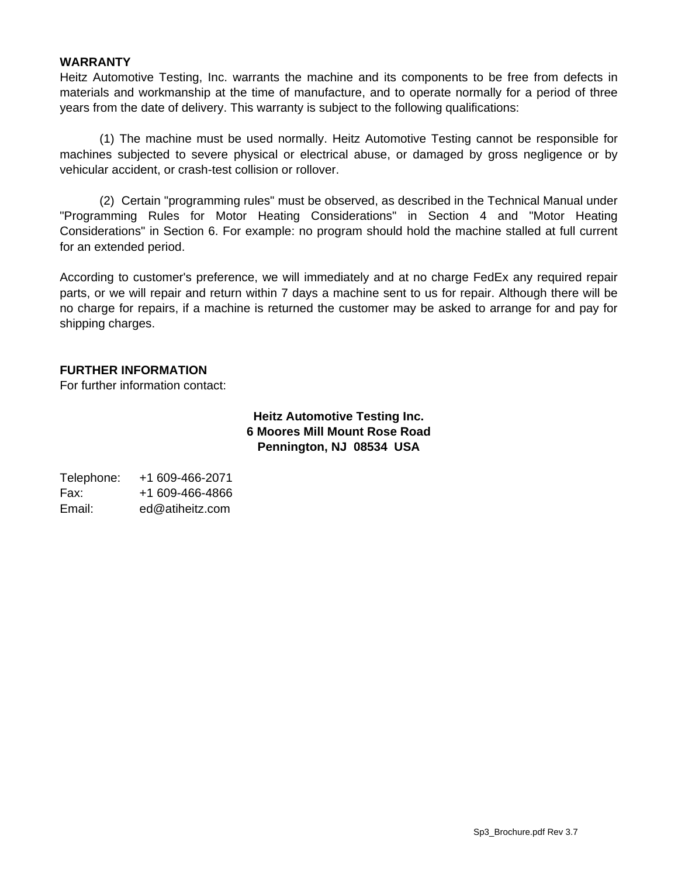## WARRANTY

Heitz Automotive Testing, Inc. warrants the machine and its components to be free from defects in materials and workmanship at the time of manufacture, and to operate normally for a period of three years from the date of delivery. This warranty is subject to the following qualifications:

(1) The machine must be used normally. Heitz Automotive Testing cannot be responsible for machines subjected to severe physical or electrical abuse, or damaged by gross negligence or by vehicular accident, or crash-test collision or rollover.

(2) Certain "programming rules" must be observed, as described in the Technical Manual under "Programming Rules for Motor Heating Considerations" in Section 4 and "Motor Heating Considerations" in Section 6. For example: no program should hold the machine stalled at full current for an extended period.

According to customer's preference, we will immediately and at no charge FedEx any required repair parts, or we will repair and return within 7 days a machine sent to us for repair. Although there will be no charge for repairs, if a machine is returned the customer may be asked to arrange for and pay for shipping charges.

## FURTHER INFORMATION

For further information contact:

**Heitz Automotive Testing Inc.**
**6 Moores Mill Mount Rose Road**
**Pennington, NJ 08534 USA**

Telephone: +1 609-466-2071
Fax: +1 609-466-4866
Email: ed@atiheitz.com

Sp3_Brochure.pdf Rev 3.7